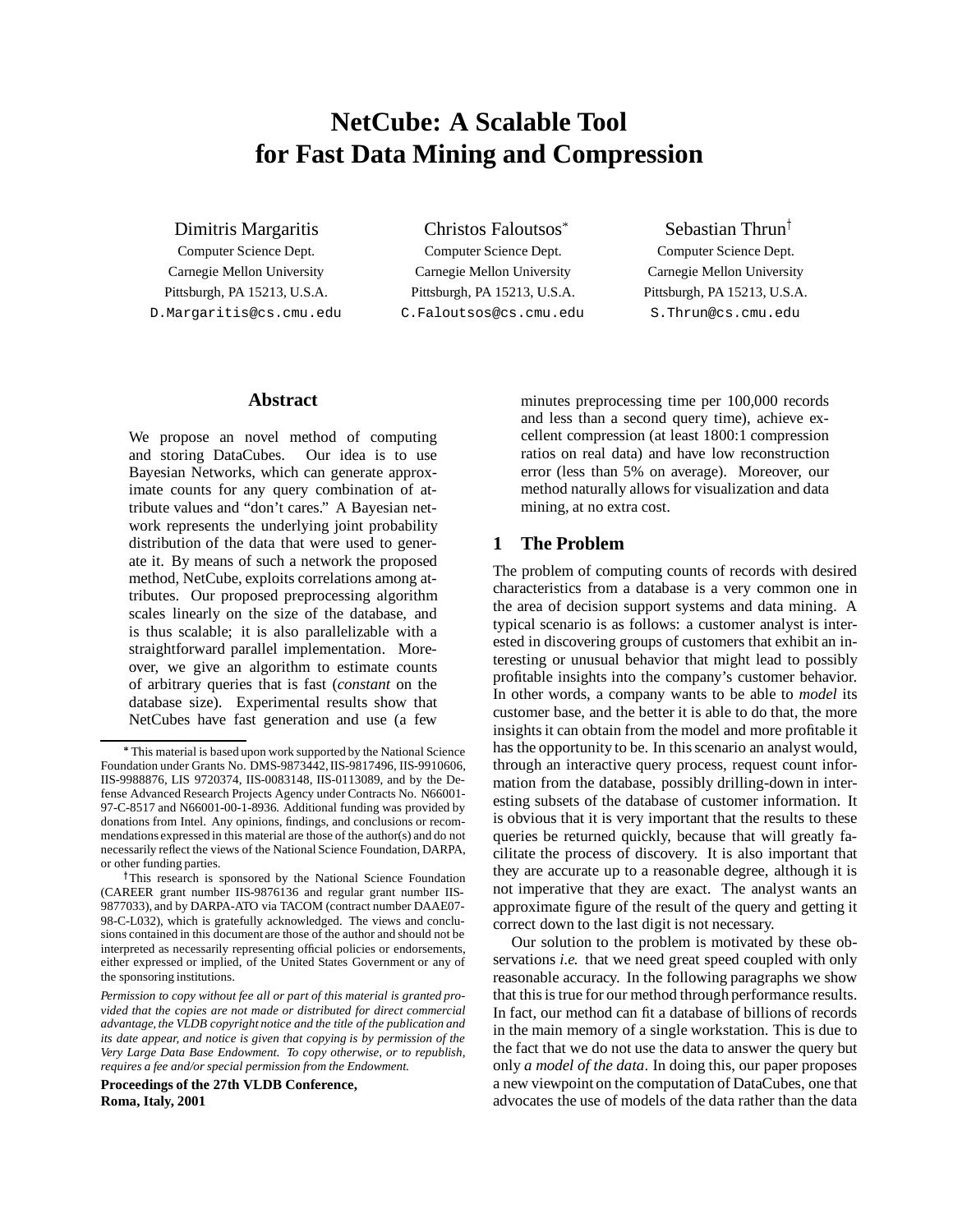# NetCube: A Scalable Tool for Fast Data Mining and Compression

Dimitris Margaritis
Computer Science Dept.
Carnegie Mellon University
Pittsburgh, PA 15213, U.S.A.
D.Margaritis@cs.cmu.edu

Christos Faloutsos*
Computer Science Dept.
Carnegie Mellon University
Pittsburgh, PA 15213, U.S.A.
C.Faloutsos@cs.cmu.edu

Sebastian Thrun†
Computer Science Dept.
Carnegie Mellon University
Pittsburgh, PA 15213, U.S.A.
S.Thrun@cs.cmu.edu

## Abstract

We propose an novel method of computing and storing DataCubes. Our idea is to use Bayesian Networks, which can generate approximate counts for any query combination of attribute values and "don't cares." A Bayesian network represents the underlying joint probability distribution of the data that were used to generate it. By means of such a network the proposed method, NetCube, exploits correlations among attributes. Our proposed preprocessing algorithm scales linearly on the size of the database, and is thus scalable; it is also parallelizable with a straightforward parallel implementation. Moreover, we give an algorithm to estimate counts of arbitrary queries that is fast (*constant* on the database size). Experimental results show that NetCubes have fast generation and use (a few minutes preprocessing time per 100,000 records and less than a second query time), achieve excellent compression (at least 1800:1 compression ratios on real data) and have low reconstruction error (less than 5% on average). Moreover, our method naturally allows for visualization and data mining, at no extra cost.

## 1 The Problem

The problem of computing counts of records with desired characteristics from a database is a very common one in the area of decision support systems and data mining. A typical scenario is as follows: a customer analyst is interested in discovering groups of customers that exhibit an interesting or unusual behavior that might lead to possibly profitable insights into the company's customer behavior. In other words, a company wants to be able to *model* its customer base, and the better it is able to do that, the more insights it can obtain from the model and more profitable it has the opportunity to be. In this scenario an analyst would, through an interactive query process, request count information from the database, possibly drilling-down in interesting subsets of the database of customer information. It is obvious that it is very important that the results to these queries be returned quickly, because that will greatly facilitate the process of discovery. It is also important that they are accurate up to a reasonable degree, although it is not imperative that they are exact. The analyst wants an approximate figure of the result of the query and getting it correct down to the last digit is not necessary.

Our solution to the problem is motivated by these observations *i.e.* that we need great speed coupled with only reasonable accuracy. In the following paragraphs we show that this is true for our method through performance results. In fact, our method can fit a database of billions of records in the main memory of a single workstation. This is due to the fact that we do not use the data to answer the query but only *a model of the data*. In doing this, our paper proposes a new viewpoint on the computation of DataCubes, one that advocates the use of models of the data rather than the data

---

* This material is based upon work supported by the National Science Foundation under Grants No. DMS-9873442, IIS-9817496, IIS-9910606, IIS-9988876, LIS 9720374, IIS-0083148, IIS-0113089, and by the Defense Advanced Research Projects Agency under Contracts No. N66001-97-C-8517 and N66001-00-1-8936. Additional funding was provided by donations from Intel. Any opinions, findings, and conclusions or recommendations expressed in this material are those of the author(s) and do not necessarily reflect the views of the National Science Foundation, DARPA, or other funding parties.

† This research is sponsored by the National Science Foundation (CAREER grant number IIS-9876136 and regular grant number IIS-9877033), and by DARPA-ATO via TACOM (contract number DAAE07-98-C-L032), which is gratefully acknowledged. The views and conclusions contained in this document are those of the author and should not be interpreted as necessarily representing official policies or endorsements, either expressed or implied, of the United States Government or any of the sponsoring institutions.

*Permission to copy without fee all or part of this material is granted provided that the copies are not made or distributed for direct commercial advantage, the VLDB copyright notice and the title of the publication and its date appear, and notice is given that copying is by permission of the Very Large Data Base Endowment. To copy otherwise, or to republish, requires a fee and/or special permission from the Endowment.*

**Proceedings of the 27th VLDB Conference, Roma, Italy, 2001**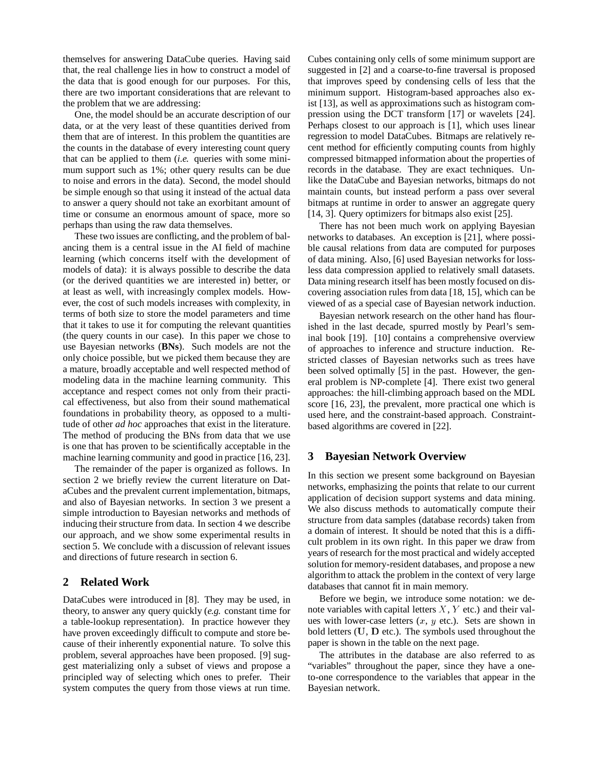themselves for answering DataCube queries. Having said that, the real challenge lies in how to construct a model of the data that is good enough for our purposes. For this, there are two important considerations that are relevant to the problem that we are addressing:

One, the model should be an accurate description of our data, or at the very least of these quantities derived from them that are of interest. In this problem the quantities are the counts in the database of every interesting count query that can be applied to them (*i.e.* queries with some minimum support such as 1%; other query results can be due to noise and errors in the data). Second, the model should be simple enough so that using it instead of the actual data to answer a query should not take an exorbitant amount of time or consume an enormous amount of space, more so perhaps than using the raw data themselves.

These two issues are conflicting, and the problem of balancing them is a central issue in the AI field of machine learning (which concerns itself with the development of models of data): it is always possible to describe the data (or the derived quantities we are interested in) better, or at least as well, with increasingly complex models. However, the cost of such models increases with complexity, in terms of both size to store the model parameters and time that it takes to use it for computing the relevant quantities (the query counts in our case). In this paper we chose to use Bayesian networks (**BNs**). Such models are not the only choice possible, but we picked them because they are a mature, broadly acceptable and well respected method of modeling data in the machine learning community. This acceptance and respect comes not only from their practical effectiveness, but also from their sound mathematical foundations in probability theory, as opposed to a multitude of other *ad hoc* approaches that exist in the literature. The method of producing the BNs from data that we use is one that has proven to be scientifically acceptable in the machine learning community and good in practice [16, 23].

The remainder of the paper is organized as follows. In section 2 we briefly review the current literature on DataCubes and the prevalent current implementation, bitmaps, and also of Bayesian networks. In section 3 we present a simple introduction to Bayesian networks and methods of inducing their structure from data. In section 4 we describe our approach, and we show some experimental results in section 5. We conclude with a discussion of relevant issues and directions of future research in section 6.

## 2 Related Work

DataCubes were introduced in [8]. They may be used, in theory, to answer any query quickly (*e.g.* constant time for a table-lookup representation). In practice however they have proven exceedingly difficult to compute and store because of their inherently exponential nature. To solve this problem, several approaches have been proposed. [9] suggest materializing only a subset of views and propose a principled way of selecting which ones to prefer. Their system computes the query from those views at run time. Cubes containing only cells of some minimum support are suggested in [2] and a coarse-to-fine traversal is proposed that improves speed by condensing cells of less that the minimum support. Histogram-based approaches also exist [13], as well as approximations such as histogram compression using the DCT transform [17] or wavelets [24]. Perhaps closest to our approach is [1], which uses linear regression to model DataCubes. Bitmaps are relatively recent method for efficiently computing counts from highly compressed bitmapped information about the properties of records in the database. They are exact techniques. Unlike the DataCube and Bayesian networks, bitmaps do not maintain counts, but instead perform a pass over several bitmaps at runtime in order to answer an aggregate query [14, 3]. Query optimizers for bitmaps also exist [25].

There has not been much work on applying Bayesian networks to databases. An exception is [21], where possible causal relations from data are computed for purposes of data mining. Also, [6] used Bayesian networks for lossless data compression applied to relatively small datasets. Data mining research itself has been mostly focused on discovering association rules from data [18, 15], which can be viewed of as a special case of Bayesian network induction.

Bayesian network research on the other hand has flourished in the last decade, spurred mostly by Pearl's seminal book [19]. [10] contains a comprehensive overview of approaches to inference and structure induction. Restricted classes of Bayesian networks such as trees have been solved optimally [5] in the past. However, the general problem is NP-complete [4]. There exist two general approaches: the hill-climbing approach based on the MDL score [16, 23], the prevalent, more practical one which is used here, and the constraint-based approach. Constraint-based algorithms are covered in [22].

## 3 Bayesian Network Overview

In this section we present some background on Bayesian networks, emphasizing the points that relate to our current application of decision support systems and data mining. We also discuss methods to automatically compute their structure from data samples (database records) taken from a domain of interest. It should be noted that this is a difficult problem in its own right. In this paper we draw from years of research for the most practical and widely accepted solution for memory-resident databases, and propose a new algorithm to attack the problem in the context of very large databases that cannot fit in main memory.

Before we begin, we introduce some notation: we denote variables with capital letters $X$, $Y$ etc.) and their values with lower-case letters ($x$, $y$ etc.). Sets are shown in bold letters ($\mathbf{U}$, $\mathbf{D}$ etc.). The symbols used throughout the paper is shown in the table on the next page.

The attributes in the database are also referred to as "variables" throughout the paper, since they have a one-to-one correspondence to the variables that appear in the Bayesian network.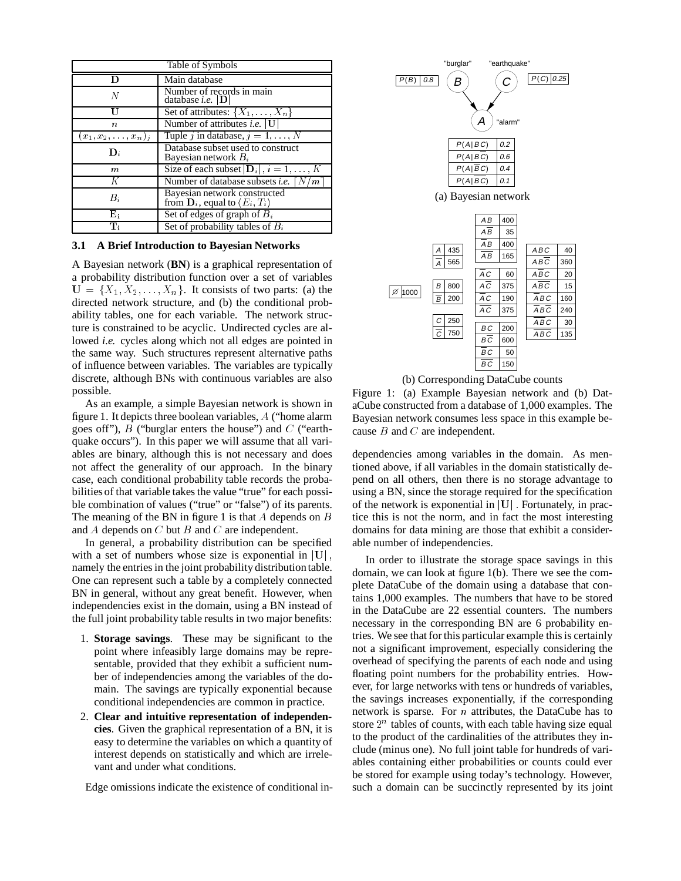| Table of Symbols | |
|---|---|
| $\mathbf{D}$ | Main database |
| $N$ | Number of records in main database *i.e.* $\lvert\mathbf{D}\rvert$ |
| $\mathbf{U}$ | Set of attributes: $\{X_1, \ldots, X_n\}$ |
| $n$ | Number of attributes *i.e.* $\lvert\mathbf{U}\rvert$ |
| $(x_1, x_2, \ldots, x_n)_j$ | Tuple $j$ in database, $j = 1, \ldots, N$ |
| $\mathbf{D}_i$ | Database subset used to construct Bayesian network $B_i$ |
| $m$ | Size of each subset $\lvert\mathbf{D}_i\rvert$, $i = 1, \ldots, K$ |
| $K$ | Number of database subsets *i.e.* $\lceil N/m \rceil$ |
| $B_i$ | Bayesian network constructed from $\mathbf{D}_i$, equal to $\langle E_i, T_i \rangle$ |
| $\mathbf{E_i}$ | Set of edges of graph of $B_i$ |
| $\mathbf{T_i}$ | Set of probability tables of $B_i$ |

### 3.1 A Brief Introduction to Bayesian Networks

A Bayesian network (**BN**) is a graphical representation of a probability distribution function over a set of variables $\mathbf{U} = \{X_1, X_2, \ldots, X_n\}$. It consists of two parts: (a) the directed network structure, and (b) the conditional probability tables, one for each variable. The network structure is constrained to be acyclic. Undirected cycles are allowed *i.e.* cycles along which not all edges are pointed in the same way. Such structures represent alternative paths of influence between variables. The variables are typically discrete, although BNs with continuous variables are also possible.

As an example, a simple Bayesian network is shown in figure 1. It depicts three boolean variables, $A$ ("home alarm goes off"), $B$ ("burglar enters the house") and $C$ ("earthquake occurs"). In this paper we will assume that all variables are binary, although this is not necessary and does not affect the generality of our approach. In the binary case, each conditional probability table records the probabilities of that variable takes the value "true" for each possible combination of values ("true" or "false") of its parents. The meaning of the BN in figure 1 is that $A$ depends on $B$ and $A$ depends on $C$ but $B$ and $C$ are independent.

In general, a probability distribution can be specified with a set of numbers whose size is exponential in $\lvert\mathbf{U}\rvert$, namely the entries in the joint probability distribution table. One can represent such a table by a completely connected BN in general, without any great benefit. However, when independencies exist in the domain, using a BN instead of the full joint probability table results in two major benefits:

1. **Storage savings**. These may be significant to the point where infeasibly large domains may be representable, provided that they exhibit a sufficient number of independencies among the variables of the domain. The savings are typically exponential because conditional independencies are common in practice.
2. **Clear and intuitive representation of independencies**. Given the graphical representation of a BN, it is easy to determine the variables on which a quantity of interest depends on statistically and which are irrelevant and under what conditions.

Edge omissions indicate the existence of conditional independencies among variables in the domain. As mentioned above, if all variables in the domain statistically depend on all others, then there is no storage advantage to using a BN, since the storage required for the specification of the network is exponential in $\lvert\mathbf{U}\rvert$. Fortunately, in practice this is not the norm, and in fact the most interesting domains for data mining are those that exhibit a considerable number of independencies.

"burglar" $B$, $P(B)$ 0.8; "earthquake" $C$, $P(C)$ 0.25; "alarm" $A$

| | |
|---|---|
| $P(A \mid BC)$ | 0.2 |
| $P(A \mid B\overline{C})$ | 0.6 |
| $P(A \mid \overline{B}C)$ | 0.4 |
| $P(A \mid \overline{B}\,\overline{C})$ | 0.1 |

(a) Bayesian network

| | |
|---|---|
| $\varnothing$ | 1000 |
| $A$ | 435 |
| $\overline{A}$ | 565 |
| $B$ | 800 |
| $\overline{B}$ | 200 |
| $C$ | 250 |
| $\overline{C}$ | 750 |
| $AB$ | 400 |
| $A\overline{B}$ | 35 |
| $\overline{A}B$ | 400 |
| $\overline{A}\,\overline{B}$ | 165 |
| $AC$ | 60 |
| $A\overline{C}$ | 375 |
| $\overline{A}C$ | 190 |
| $\overline{A}\,\overline{C}$ | 375 |
| $BC$ | 200 |
| $B\overline{C}$ | 600 |
| $\overline{B}C$ | 50 |
| $\overline{B}\,\overline{C}$ | 150 |
| $ABC$ | 40 |
| $AB\overline{C}$ | 360 |
| $A\overline{B}C$ | 20 |
| $A\overline{B}\,\overline{C}$ | 15 |
| $\overline{A}BC$ | 160 |
| $\overline{A}B\overline{C}$ | 240 |
| $\overline{A}\,\overline{B}C$ | 30 |
| $\overline{A}\,\overline{B}\,\overline{C}$ | 135 |

(b) Corresponding DataCube counts

Figure 1: (a) Example Bayesian network and (b) DataCube constructed from a database of 1,000 examples. The Bayesian network consumes less space in this example because $B$ and $C$ are independent.

In order to illustrate the storage space savings in this domain, we can look at figure 1(b). There we see the complete DataCube of the domain using a database that contains 1,000 examples. The numbers that have to be stored in the DataCube are 22 essential counters. The numbers necessary in the corresponding BN are 6 probability entries. We see that for this particular example this is certainly not a significant improvement, especially considering the overhead of specifying the parents of each node and using floating point numbers for the probability entries. However, for large networks with tens or hundreds of variables, the savings increases exponentially, if the corresponding network is sparse. For $n$ attributes, the DataCube has to store $2^n$ tables of counts, with each table having size equal to the product of the cardinalities of the attributes they include (minus one). No full joint table for hundreds of variables containing either probabilities or counts could ever be stored for example using today's technology. However, such a domain can be succinctly represented by its joint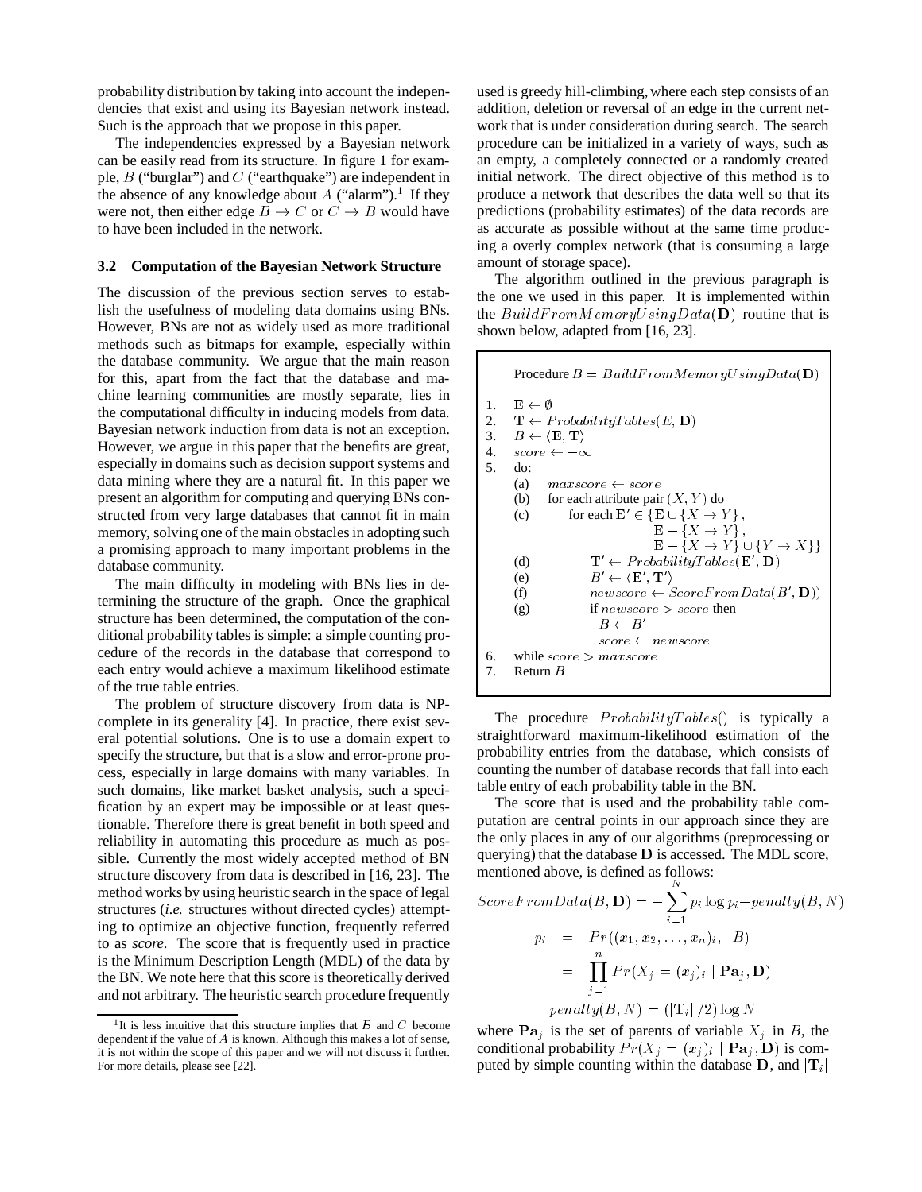probability distribution by taking into account the independencies that exist and using its Bayesian network instead. Such is the approach that we propose in this paper.

The independencies expressed by a Bayesian network can be easily read from its structure. In figure 1 for example, $B$ ("burglar") and $C$ ("earthquake") are independent in the absence of any knowledge about $A$ ("alarm").[1] If they were not, then either edge $B \rightarrow C$ or $C \rightarrow B$ would have to have been included in the network.

### 3.2 Computation of the Bayesian Network Structure

The discussion of the previous section serves to establish the usefulness of modeling data domains using BNs. However, BNs are not as widely used as more traditional methods such as bitmaps for example, especially within the database community. We argue that the main reason for this, apart from the fact that the database and machine learning communities are mostly separate, lies in the computational difficulty in inducing models from data. Bayesian network induction from data is not an exception. However, we argue in this paper that the benefits are great, especially in domains such as decision support systems and data mining where they are a natural fit. In this paper we present an algorithm for computing and querying BNs constructed from very large databases that cannot fit in main memory, solving one of the main obstacles in adopting such a promising approach to many important problems in the database community.

The main difficulty in modeling with BNs lies in determining the structure of the graph. Once the graphical structure has been determined, the computation of the conditional probability tables is simple: a simple counting procedure of the records in the database that correspond to each entry would achieve a maximum likelihood estimate of the true table entries.

The problem of structure discovery from data is NP-complete in its generality [4]. In practice, there exist several potential solutions. One is to use a domain expert to specify the structure, but that is a slow and error-prone process, especially in large domains with many variables. In such domains, like market basket analysis, such a specification by an expert may be impossible or at least questionable. Therefore there is great benefit in both speed and reliability in automating this procedure as much as possible. Currently the most widely accepted method of BN structure discovery from data is described in [16, 23]. The method works by using heuristic search in the space of legal structures (*i.e.* structures without directed cycles) attempting to optimize an objective function, frequently referred to as *score*. The score that is frequently used in practice is the Minimum Description Length (MDL) of the data by the BN. We note here that this score is theoretically derived and not arbitrary. The heuristic search procedure frequently used is greedy hill-climbing, where each step consists of an addition, deletion or reversal of an edge in the current network that is under consideration during search. The search procedure can be initialized in a variety of ways, such as an empty, a completely connected or a randomly created initial network. The direct objective of this method is to produce a network that describes the data well so that its predictions (probability estimates) of the data records are as accurate as possible without at the same time producing a overly complex network (that is consuming a large amount of storage space).

The algorithm outlined in the previous paragraph is the one we used in this paper. It is implemented within the $BuildFromMemoryUsingData(\mathbf{D})$ routine that is shown below, adapted from [16, 23].

```
Procedure B = BuildFromMemoryUsingData(D)

1.  E ← ∅
2.  T ← ProbabilityTables(E, D)
3.  B ← ⟨E, T⟩
4.  score ← −∞
5.  do:
    (a)  maxscore ← score
    (b)  for each attribute pair (X, Y) do
    (c)      for each E' ∈ {E ∪ {X → Y},
                            E − {X → Y},
                            E − {X → Y} ∪ {Y → X}}
    (d)          T' ← ProbabilityTables(E', D)
    (e)          B' ← ⟨E', T'⟩
    (f)          newscore ← ScoreFromData(B', D))
    (g)          if newscore > score then
                     B ← B'
                     score ← newscore
6.  while score > maxscore
7.  Return B
```

The procedure $ProbabilityTables()$ is typically a straightforward maximum-likelihood estimation of the probability entries from the database, which consists of counting the number of database records that fall into each table entry of each probability table in the BN.

The score that is used and the probability table computation are central points in our approach since they are the only places in any of our algorithms (preprocessing or querying) that the database $\mathbf{D}$ is accessed. The MDL score, mentioned above, is defined as follows:

$$ScoreFromData(B, \mathbf{D}) = -\sum_{i=1}^{N} p_i \log p_i - penalty(B, N)$$

$$p_i = Pr((x_1, x_2, \ldots, x_n)_i, \mid B)$$

$$= \prod_{j=1}^{n} Pr(X_j = (x_j)_i \mid \mathbf{Pa}_j, \mathbf{D})$$

$$penalty(B, N) = (|\mathbf{T}_i| / 2) \log N$$

where $\mathbf{Pa}_j$ is the set of parents of variable $X_j$ in $B$, the conditional probability $Pr(X_j = (x_j)_i \mid \mathbf{Pa}_j, \mathbf{D})$ is computed by simple counting within the database $\mathbf{D}$, and $|\mathbf{T}_i|$

[1] It is less intuitive that this structure implies that $B$ and $C$ become dependent if the value of $A$ is known. Although this makes a lot of sense, it is not within the scope of this paper and we will not discuss it further. For more details, please see [22].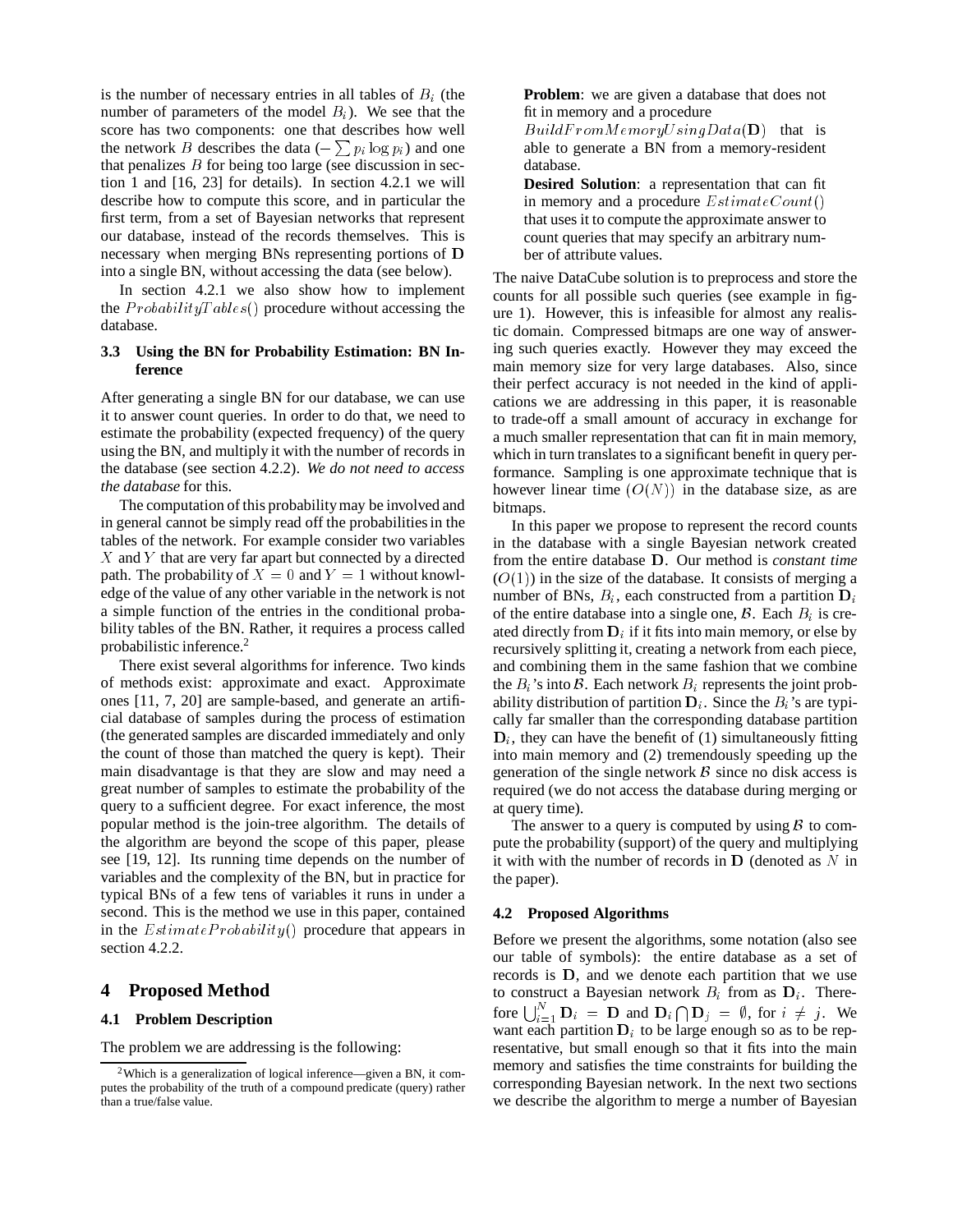is the number of necessary entries in all tables of $B_i$ (the number of parameters of the model $B_i$). We see that the score has two components: one that describes how well the network $B$ describes the data ($-\sum p_i \log p_i$) and one that penalizes $B$ for being too large (see discussion in section 1 and [16, 23] for details). In section 4.2.1 we will describe how to compute this score, and in particular the first term, from a set of Bayesian networks that represent our database, instead of the records themselves. This is necessary when merging BNs representing portions of $\mathbf{D}$ into a single BN, without accessing the data (see below).

In section 4.2.1 we also show how to implement the $ProbabilityTables()$ procedure without accessing the database.

### 3.3 Using the BN for Probability Estimation: BN Inference

After generating a single BN for our database, we can use it to answer count queries. In order to do that, we need to estimate the probability (expected frequency) of the query using the BN, and multiply it with the number of records in the database (see section 4.2.2). *We do not need to access the database* for this.

The computation of this probability may be involved and in general cannot be simply read off the probabilities in the tables of the network. For example consider two variables $X$ and $Y$ that are very far apart but connected by a directed path. The probability of $X = 0$ and $Y = 1$ without knowledge of the value of any other variable in the network is not a simple function of the entries in the conditional probability tables of the BN. Rather, it requires a process called probabilistic inference.[2]

There exist several algorithms for inference. Two kinds of methods exist: approximate and exact. Approximate ones [11, 7, 20] are sample-based, and generate an artificial database of samples during the process of estimation (the generated samples are discarded immediately and only the count of those than matched the query is kept). Their main disadvantage is that they are slow and may need a great number of samples to estimate the probability of the query to a sufficient degree. For exact inference, the most popular method is the join-tree algorithm. The details of the algorithm are beyond the scope of this paper, please see [19, 12]. Its running time depends on the number of variables and the complexity of the BN, but in practice for typical BNs of a few tens of variables it runs in under a second. This is the method we use in this paper, contained in the $EstimateProbability()$ procedure that appears in section 4.2.2.

## 4 Proposed Method

### 4.1 Problem Description

The problem we are addressing is the following:

> **Problem**: we are given a database that does not fit in memory and a procedure $BuildFromMemoryUsingData(\mathbf{D})$ that is able to generate a BN from a memory-resident database.
>
> **Desired Solution**: a representation that can fit in memory and a procedure $EstimateCount()$ that uses it to compute the approximate answer to count queries that may specify an arbitrary number of attribute values.

The naive DataCube solution is to preprocess and store the counts for all possible such queries (see example in figure 1). However, this is infeasible for almost any realistic domain. Compressed bitmaps are one way of answering such queries exactly. However they may exceed the main memory size for very large databases. Also, since their perfect accuracy is not needed in the kind of applications we are addressing in this paper, it is reasonable to trade-off a small amount of accuracy in exchange for a much smaller representation that can fit in main memory, which in turn translates to a significant benefit in query performance. Sampling is one approximate technique that is however linear time ($O(N)$) in the database size, as are bitmaps.

In this paper we propose to represent the record counts in the database with a single Bayesian network created from the entire database $\mathbf{D}$. Our method is *constant time* ($O(1)$) in the size of the database. It consists of merging a number of BNs, $B_i$, each constructed from a partition $\mathbf{D}_i$ of the entire database into a single one, $\mathcal{B}$. Each $B_i$ is created directly from $\mathbf{D}_i$ if it fits into main memory, or else by recursively splitting it, creating a network from each piece, and combining them in the same fashion that we combine the $B_i$'s into $\mathcal{B}$. Each network $B_i$ represents the joint probability distribution of partition $\mathbf{D}_i$. Since the $B_i$'s are typically far smaller than the corresponding database partition $\mathbf{D}_i$, they can have the benefit of (1) simultaneously fitting into main memory and (2) tremendously speeding up the generation of the single network $\mathcal{B}$ since no disk access is required (we do not access the database during merging or at query time).

The answer to a query is computed by using $\mathcal{B}$ to compute the probability (support) of the query and multiplying it with with the number of records in $\mathbf{D}$ (denoted as $N$ in the paper).

### 4.2 Proposed Algorithms

Before we present the algorithms, some notation (also see our table of symbols): the entire database as a set of records is $\mathbf{D}$, and we denote each partition that we use to construct a Bayesian network $B_i$ from as $\mathbf{D}_i$. Therefore $\bigcup_{i=1}^{N} \mathbf{D}_i = \mathbf{D}$ and $\mathbf{D}_i \bigcap \mathbf{D}_j = \emptyset$, for $i \neq j$. We want each partition $\mathbf{D}_i$ to be large enough so as to be representative, but small enough so that it fits into the main memory and satisfies the time constraints for building the corresponding Bayesian network. In the next two sections we describe the algorithm to merge a number of Bayesian

[2] Which is a generalization of logical inference—given a BN, it computes the probability of the truth of a compound predicate (query) rather than a true/false value.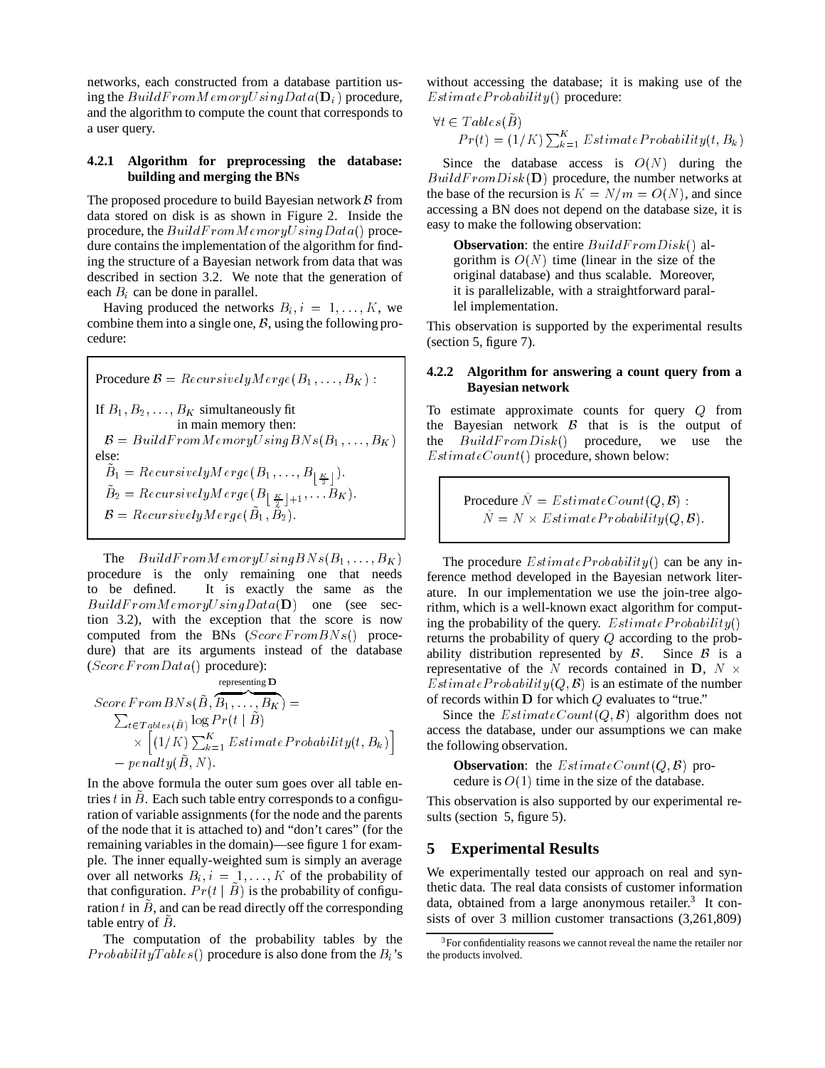networks, each constructed from a database partition using the $BuildFromMemoryUsingData(\mathbf{D}_i)$ procedure, and the algorithm to compute the count that corresponds to a user query.

#### 4.2.1 Algorithm for preprocessing the database: building and merging the BNs

The proposed procedure to build Bayesian network $\mathcal{B}$ from data stored on disk is as shown in Figure 2. Inside the procedure, the $BuildFromMemoryUsingData()$ procedure contains the implementation of the algorithm for finding the structure of a Bayesian network from data that was described in section 3.2. We note that the generation of each $B_i$ can be done in parallel.

Having produced the networks $B_i, i = 1, \ldots, K$, we combine them into a single one, $\mathcal{B}$, using the following procedure:

> Procedure $\mathcal{B} = RecursivelyMerge(B_1, \ldots, B_K)$ :
>
> If $B_1, B_2, \ldots, B_K$ simultaneously fit in main memory then:
> $\mathcal{B} = BuildFromMemoryUsingBNs(B_1, \ldots, B_K)$
> else:
> $\tilde{B}_1 = RecursivelyMerge(B_1, \ldots, B_{\lfloor \frac{K}{2} \rfloor})$.
> $\tilde{B}_2 = RecursivelyMerge(B_{\lfloor \frac{K}{2} \rfloor + 1}, \ldots B_K)$.
> $\mathcal{B} = RecursivelyMerge(\tilde{B}_1, \tilde{B}_2)$.

The $BuildFromMemoryUsingBNs(B_1, \ldots, B_K)$ procedure is the only remaining one that needs to be defined. It is exactly the same as the $BuildFromMemoryUsingData(\mathbf{D})$ one (see section 3.2), with the exception that the score is now computed from the BNs ($ScoreFromBNs()$ procedure) that are its arguments instead of the database ($ScoreFromData()$ procedure):

$$
\begin{aligned}
ScoreFromBNs(\tilde{B}, \overbrace{B_1, \ldots, B_K}^{\text{representing } \mathbf{D}}) = \\
\sum_{t \in Tables(\tilde{B})} \log Pr(t \mid \tilde{B}) \\
\times \left[ (1/K) \sum_{k=1}^{K} EstimateProbability(t, B_k) \right] \\
- penalty(\tilde{B}, N).
\end{aligned}
$$

In the above formula the outer sum goes over all table entries $t$ in $\tilde{B}$. Each such table entry corresponds to a configuration of variable assignments (for the node and the parents of the node that it is attached to) and "don't cares" (for the remaining variables in the domain)—see figure 1 for example. The inner equally-weighted sum is simply an average over all networks $B_i, i = 1, \ldots, K$ of the probability of that configuration. $Pr(t \mid \tilde{B})$ is the probability of configuration $t$ in $\tilde{B}$, and can be read directly off the corresponding table entry of $\tilde{B}$.

The computation of the probability tables by the $ProbabilityTables()$ procedure is also done from the $B_i$'s without accessing the database; it is making use of the $EstimateProbability()$ procedure:

$$
\begin{aligned}
\forall t \in Tables(\tilde{B}) \\
Pr(t) = (1/K) \sum_{k=1}^{K} EstimateProbability(t, B_k)
\end{aligned}
$$

Since the database access is $O(N)$ during the $BuildFromDisk(\mathbf{D})$ procedure, the number networks at the base of the recursion is $K = N/m = O(N)$, and since accessing a BN does not depend on the database size, it is easy to make the following observation:

> **Observation**: the entire $BuildFromDisk()$ algorithm is $O(N)$ time (linear in the size of the original database) and thus scalable. Moreover, it is parallelizable, with a straightforward parallel implementation.

This observation is supported by the experimental results (section 5, figure 7).

#### 4.2.2 Algorithm for answering a count query from a Bayesian network

To estimate approximate counts for query $Q$ from the Bayesian network $\mathcal{B}$ that is is the output of the $BuildFromDisk()$ procedure, we use the $EstimateCount()$ procedure, shown below:

> Procedure $\hat{N} = EstimateCount(Q, \mathcal{B})$ :
> $\hat{N} = N \times EstimateProbability(Q, \mathcal{B})$.

The procedure $EstimateProbability()$ can be any inference method developed in the Bayesian network literature. In our implementation we use the join-tree algorithm, which is a well-known exact algorithm for computing the probability of the query. $EstimateProbability()$ returns the probability of query $Q$ according to the probability distribution represented by $\mathcal{B}$. Since $\mathcal{B}$ is a representative of the $N$ records contained in $\mathbf{D}$, $N \times EstimateProbability(Q, \mathcal{B})$ is an estimate of the number of records within $\mathbf{D}$ for which $Q$ evaluates to "true."

Since the $EstimateCount(Q, \mathcal{B})$ algorithm does not access the database, under our assumptions we can make the following observation.

> **Observation**: the $EstimateCount(Q, \mathcal{B})$ procedure is $O(1)$ time in the size of the database.

This observation is also supported by our experimental results (section 5, figure 5).

## 5 Experimental Results

We experimentally tested our approach on real and synthetic data. The real data consists of customer information data, obtained from a large anonymous retailer.[3] It consists of over 3 million customer transactions (3,261,809)

[3] For confidentiality reasons we cannot reveal the name the retailer nor the products involved.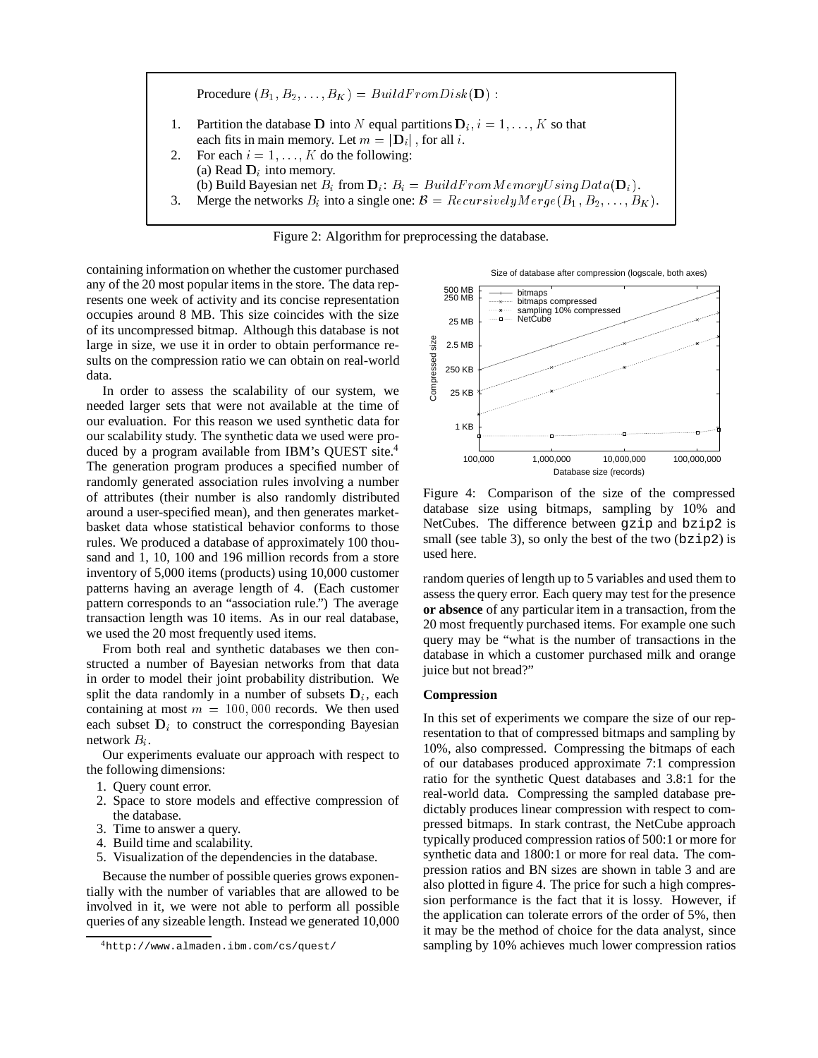Procedure $(B_1, B_2, \ldots, B_K) = BuildFromDisk(\mathbf{D})$ :

1. Partition the database $\mathbf{D}$ into $N$ equal partitions $\mathbf{D}_i, i = 1, \ldots, K$ so that each fits in main memory. Let $m = |\mathbf{D}_i|$, for all $i$.
2. For each $i = 1, \ldots, K$ do the following:
   (a) Read $\mathbf{D}_i$ into memory.
   (b) Build Bayesian net $B_i$ from $\mathbf{D}_i$: $B_i = BuildFromMemoryUsingData(\mathbf{D}_i)$.
3. Merge the networks $B_i$ into a single one: $\mathcal{B} = RecursivelyMerge(B_1, B_2, \ldots, B_K)$.

Figure 2: Algorithm for preprocessing the database.

containing information on whether the customer purchased any of the 20 most popular items in the store. The data represents one week of activity and its concise representation occupies around 8 MB. This size coincides with the size of its uncompressed bitmap. Although this database is not large in size, we use it in order to obtain performance results on the compression ratio we can obtain on real-world data.

In order to assess the scalability of our system, we needed larger sets that were not available at the time of our evaluation. For this reason we used synthetic data for our scalability study. The synthetic data we used were produced by a program available from IBM's QUEST site.[4] The generation program produces a specified number of randomly generated association rules involving a number of attributes (their number is also randomly distributed around a user-specified mean), and then generates market-basket data whose statistical behavior conforms to those rules. We produced a database of approximately 100 thousand and 1, 10, 100 and 196 million records from a store inventory of 5,000 items (products) using 10,000 customer patterns having an average length of 4. (Each customer pattern corresponds to an "association rule.") The average transaction length was 10 items. As in our real database, we used the 20 most frequently used items.

From both real and synthetic databases we then constructed a number of Bayesian networks from that data in order to model their joint probability distribution. We split the data randomly in a number of subsets $\mathbf{D}_i$, each containing at most $m = 100,000$ records. We then used each subset $\mathbf{D}_i$ to construct the corresponding Bayesian network $B_i$.

Our experiments evaluate our approach with respect to the following dimensions:

1. Query count error.
2. Space to store models and effective compression of the database.
3. Time to answer a query.
4. Build time and scalability.
5. Visualization of the dependencies in the database.

Because the number of possible queries grows exponentially with the number of variables that are allowed to be involved in it, we were not able to perform all possible queries of any sizeable length. Instead we generated 10,000 random queries of length up to 5 variables and used them to assess the query error. Each query may test for the presence **or absence** of any particular item in a transaction, from the 20 most frequently purchased items. For example one such query may be "what is the number of transactions in the database in which a customer purchased milk and orange juice but not bread?"

[4] http://www.almaden.ibm.com/cs/quest/

Figure 4: Comparison of the size of the compressed database size using bitmaps, sampling by 10% and NetCubes. The difference between `gzip` and `bzip2` is small (see table 3), so only the best of the two (`bzip2`) is used here.

### Compression

In this set of experiments we compare the size of our representation to that of compressed bitmaps and sampling by 10%, also compressed. Compressing the bitmaps of each of our databases produced approximate 7:1 compression ratio for the synthetic Quest databases and 3.8:1 for the real-world data. Compressing the sampled database predictably produces linear compression with respect to compressed bitmaps. In stark contrast, the NetCube approach typically produced compression ratios of 500:1 or more for synthetic data and 1800:1 or more for real data. The compression ratios and BN sizes are shown in table 3 and are also plotted in figure 4. The price for such a high compression performance is the fact that it is lossy. However, if the application can tolerate errors of the order of 5%, then it may be the method of choice for the data analyst, since sampling by 10% achieves much lower compression ratios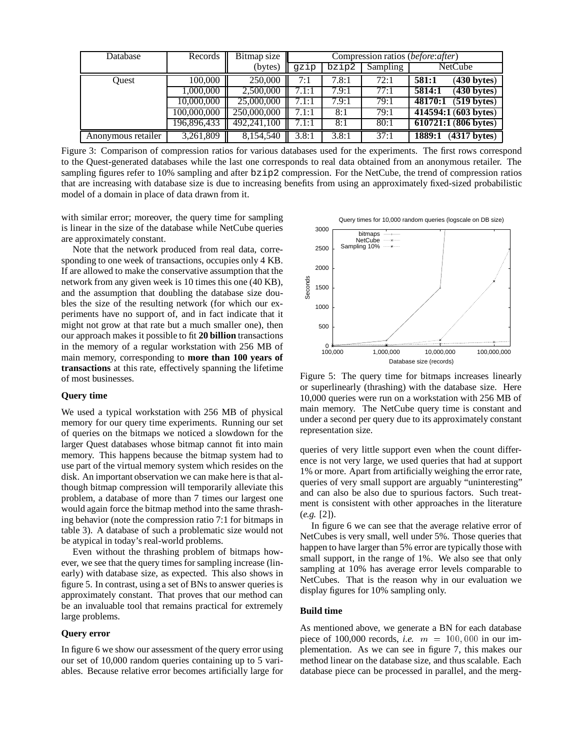| Database | Records | Bitmap size | Compression ratios (*before*:*after*) | | | |
|---|---|---|---|---|---|---|
| | | (bytes) | gzip | bzip2 | Sampling | NetCube |
| Quest | 100,000 | 250,000 | 7:1 | 7.8:1 | 72:1 | **581:1** (**430 bytes**) |
| | 1,000,000 | 2,500,000 | 7.1:1 | 7.9:1 | 77:1 | **5814:1** (**430 bytes**) |
| | 10,000,000 | 25,000,000 | 7.1:1 | 7.9:1 | 79:1 | **48170:1** (**519 bytes**) |
| | 100,000,000 | 250,000,000 | 7.1:1 | 8:1 | 79:1 | **414594:1** (**603 bytes**) |
| | 196,896,433 | 492,241,100 | 7.1:1 | 8:1 | 80:1 | **610721:1** (**806 bytes**) |
| Anonymous retailer | 3,261,809 | 8,154,540 | 3.8:1 | 3.8:1 | 37:1 | **1889:1** (**4317 bytes**) |

Figure 3: Comparison of compression ratios for various databases used for the experiments. The first rows correspond to the Quest-generated databases while the last one corresponds to real data obtained from an anonymous retailer. The sampling figures refer to 10% sampling and after bzip2 compression. For the NetCube, the trend of compression ratios that are increasing with database size is due to increasing benefits from using an approximately fixed-sized probabilistic model of a domain in place of data drawn from it.

with similar error; moreover, the query time for sampling is linear in the size of the database while NetCube queries are approximately constant.

Note that the network produced from real data, corresponding to one week of transactions, occupies only 4 KB. If are allowed to make the conservative assumption that the network from any given week is 10 times this one (40 KB), and the assumption that doubling the database size doubles the size of the resulting network (for which our experiments have no support of, and in fact indicate that it might not grow at that rate but a much smaller one), then our approach makes it possible to fit **20 billion** transactions in the memory of a regular workstation with 256 MB of main memory, corresponding to **more than 100 years of transactions** at this rate, effectively spanning the lifetime of most businesses.

#### Query time

We used a typical workstation with 256 MB of physical memory for our query time experiments. Running our set of queries on the bitmaps we noticed a slowdown for the larger Quest databases whose bitmap cannot fit into main memory. This happens because the bitmap system had to use part of the virtual memory system which resides on the disk. An important observation we can make here is that although bitmap compression will temporarily alleviate this problem, a database of more than 7 times our largest one would again force the bitmap method into the same thrashing behavior (note the compression ratio 7:1 for bitmaps in table 3). A database of such a problematic size would not be atypical in today's real-world problems.

Even without the thrashing problem of bitmaps however, we see that the query times for sampling increase (linearly) with database size, as expected. This also shows in figure 5. In contrast, using a set of BNs to answer queries is approximately constant. That proves that our method can be an invaluable tool that remains practical for extremely large problems.

#### Query error

In figure 6 we show our assessment of the query error using our set of 10,000 random queries containing up to 5 variables. Because relative error becomes artificially large for queries of very little support even when the count difference is not very large, we used queries that had at support 1% or more. Apart from artificially weighing the error rate, queries of very small support are arguably "uninteresting" and can also be also due to spurious factors. Such treatment is consistent with other approaches in the literature (*e.g.* [2]).

Figure 5: The query time for bitmaps increases linearly or superlinearly (thrashing) with the database size. Here 10,000 queries were run on a workstation with 256 MB of main memory. The NetCube query time is constant and under a second per query due to its approximately constant representation size.

In figure 6 we can see that the average relative error of NetCubes is very small, well under 5%. Those queries that happen to have larger than 5% error are typically those with small support, in the range of 1%. We also see that only sampling at 10% has average error levels comparable to NetCubes. That is the reason why in our evaluation we display figures for 10% sampling only.

#### Build time

As mentioned above, we generate a BN for each database piece of 100,000 records, *i.e.* $m = 100,000$ in our implementation. As we can see in figure 7, this makes our method linear on the database size, and thus scalable. Each database piece can be processed in parallel, and the merg-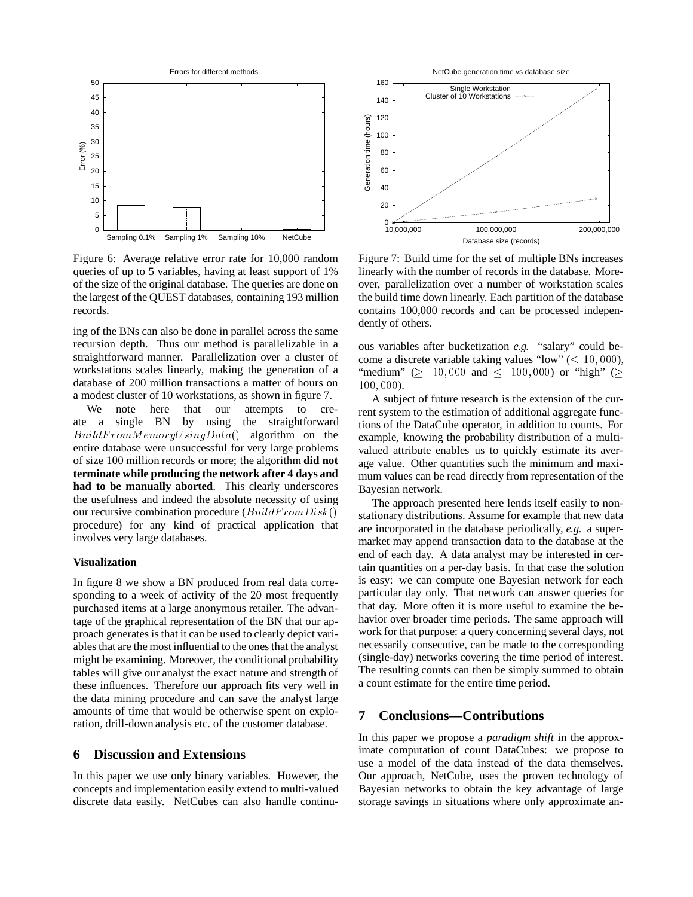Figure 6: Average relative error rate for 10,000 random queries of up to 5 variables, having at least support of 1% of the size of the original database. The queries are done on the largest of the QUEST databases, containing 193 million records.

Figure 7: Build time for the set of multiple BNs increases linearly with the number of records in the database. Moreover, parallelization over a number of workstation scales the build time down linearly. Each partition of the database contains 100,000 records and can be processed independently of others.

ing of the BNs can also be done in parallel across the same recursion depth. Thus our method is parallelizable in a straightforward manner. Parallelization over a cluster of workstations scales linearly, making the generation of a database of 200 million transactions a matter of hours on a modest cluster of 10 workstations, as shown in figure 7.

We note here that our attempts to create a single BN by using the straightforward $BuildFromMemoryUsingData()$ algorithm on the entire database were unsuccessful for very large problems of size 100 million records or more; the algorithm **did not terminate while producing the network after 4 days and had to be manually aborted**. This clearly underscores the usefulness and indeed the absolute necessity of using our recursive combination procedure ($BuildFromDisk()$ procedure) for any kind of practical application that involves very large databases.

**Visualization**

In figure 8 we show a BN produced from real data corresponding to a week of activity of the 20 most frequently purchased items at a large anonymous retailer. The advantage of the graphical representation of the BN that our approach generates is that it can be used to clearly depict variables that are the most influential to the ones that the analyst might be examining. Moreover, the conditional probability tables will give our analyst the exact nature and strength of these influences. Therefore our approach fits very well in the data mining procedure and can save the analyst large amounts of time that would be otherwise spent on exploration, drill-down analysis etc. of the customer database.

## 6 Discussion and Extensions

In this paper we use only binary variables. However, the concepts and implementation easily extend to multi-valued discrete data easily. NetCubes can also handle continuous variables after bucketization *e.g.* "salary" could become a discrete variable taking values "low" ($\leq 10,000$), "medium" ($\geq 10,000$ and $\leq 100,000$) or "high" ($\geq 100,000$).

A subject of future research is the extension of the current system to the estimation of additional aggregate functions of the DataCube operator, in addition to counts. For example, knowing the probability distribution of a multi-valued attribute enables us to quickly estimate its average value. Other quantities such the minimum and maximum values can be read directly from representation of the Bayesian network.

The approach presented here lends itself easily to non-stationary distributions. Assume for example that new data are incorporated in the database periodically, *e.g.* a supermarket may append transaction data to the database at the end of each day. A data analyst may be interested in certain quantities on a per-day basis. In that case the solution is easy: we can compute one Bayesian network for each particular day only. That network can answer queries for that day. More often it is more useful to examine the behavior over broader time periods. The same approach will work for that purpose: a query concerning several days, not necessarily consecutive, can be made to the corresponding (single-day) networks covering the time period of interest. The resulting counts can then be simply summed to obtain a count estimate for the entire time period.

## 7 Conclusions—Contributions

In this paper we propose a *paradigm shift* in the approximate computation of count DataCubes: we propose to use a model of the data instead of the data themselves. Our approach, NetCube, uses the proven technology of Bayesian networks to obtain the key advantage of large storage savings in situations where only approximate an-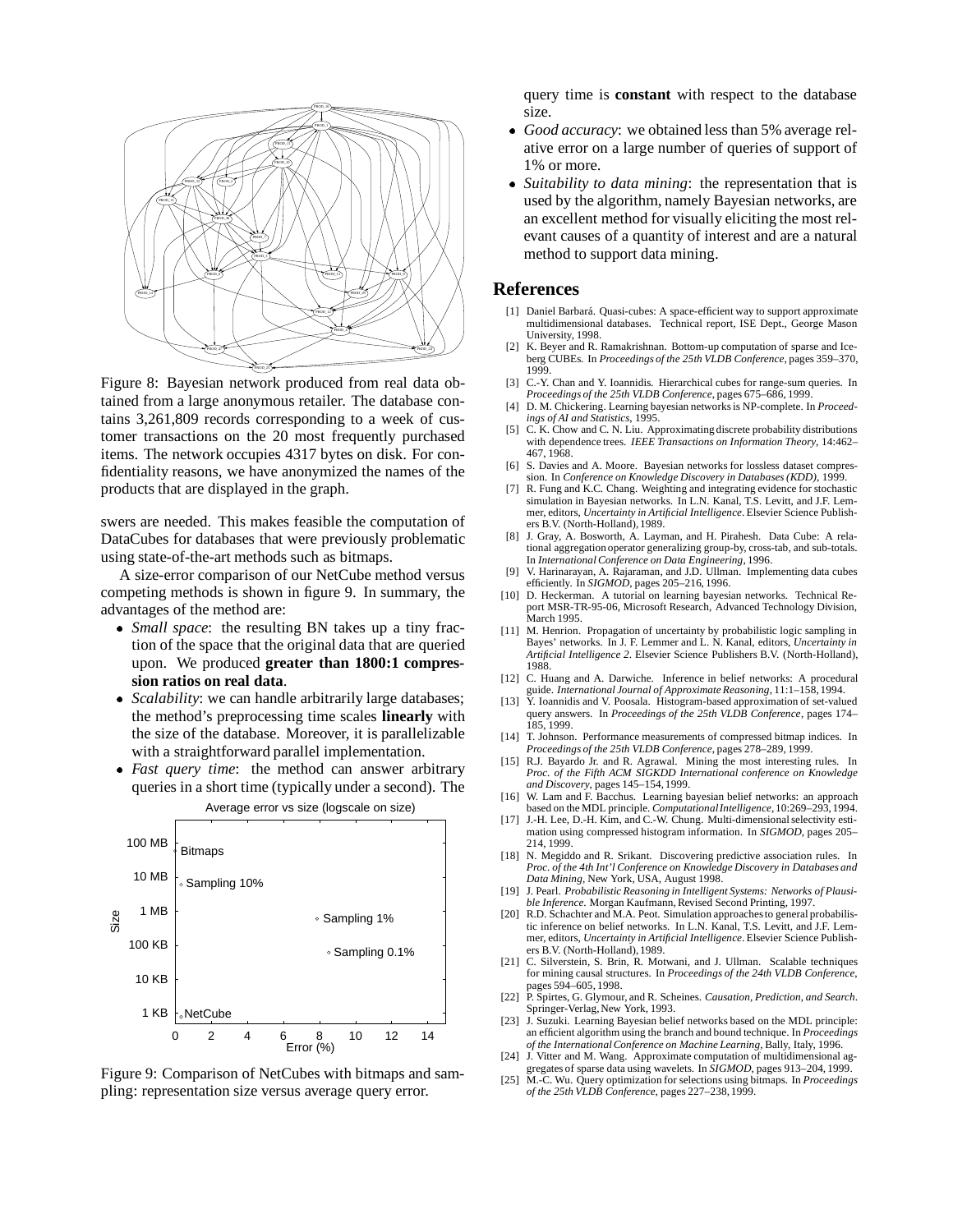Figure 8: Bayesian network produced from real data obtained from a large anonymous retailer. The database contains 3,261,809 records corresponding to a week of customer transactions on the 20 most frequently purchased items. The network occupies 4317 bytes on disk. For confidentiality reasons, we have anonymized the names of the products that are displayed in the graph.

swers are needed. This makes feasible the computation of DataCubes for databases that were previously problematic using state-of-the-art methods such as bitmaps.

A size-error comparison of our NetCube method versus competing methods is shown in figure 9. In summary, the advantages of the method are:

- *Small space*: the resulting BN takes up a tiny fraction of the space that the original data that are queried upon. We produced **greater than 1800:1 compression ratios on real data**.
- *Scalability*: we can handle arbitrarily large databases; the method's preprocessing time scales **linearly** with the size of the database. Moreover, it is parallelizable with a straightforward parallel implementation.
- *Fast query time*: the method can answer arbitrary queries in a short time (typically under a second). The query time is **constant** with respect to the database size.
- *Good accuracy*: we obtained less than 5% average relative error on a large number of queries of support of 1% or more.
- *Suitability to data mining*: the representation that is used by the algorithm, namely Bayesian networks, are an excellent method for visually eliciting the most relevant causes of a quantity of interest and are a natural method to support data mining.

Average error vs size (logscale on size)

Size

100 MB
10 MB
1 MB
100 KB
10 KB
1 KB

Bitmaps
Sampling 10%
Sampling 1%
Sampling 0.1%
NetCube

0 2 4 6 8 10 12 14

Error (%)

Figure 9: Comparison of NetCubes with bitmaps and sampling: representation size versus average query error.

## References

[1] Daniel Barbará. Quasi-cubes: A space-efficient way to support approximate multidimensional databases. Technical report, ISE Dept., George Mason University, 1998.

[2] K. Beyer and R. Ramakrishnan. Bottom-up computation of sparse and Iceberg CUBEs. In *Proceedings of the 25th VLDB Conference*, pages 359–370, 1999.

[3] C.-Y. Chan and Y. Ioannidis. Hierarchical cubes for range-sum queries. In *Proceedings of the 25th VLDB Conference*, pages 675–686, 1999.

[4] D. M. Chickering. Learning bayesian networks is NP-complete. In *Proceedings of AI and Statistics*, 1995.

[5] C. K. Chow and C. N. Liu. Approximating discrete probability distributions with dependence trees. *IEEE Transactions on Information Theory*, 14:462–467, 1968.

[6] S. Davies and A. Moore. Bayesian networks for lossless dataset compression. In *Conference on Knowledge Discovery in Databases (KDD)*, 1999.

[7] R. Fung and K.C. Chang. Weighting and integrating evidence for stochastic simulation in Bayesian networks. In L.N. Kanal, T.S. Levitt, and J.F. Lemmer, editors, *Uncertainty in Artificial Intelligence*. Elsevier Science Publishers B.V. (North-Holland), 1989.

[8] J. Gray, A. Bosworth, A. Layman, and H. Pirahesh. Data Cube: A relational aggregation operator generalizing group-by, cross-tab, and sub-totals. In *International Conference on Data Engineering*, 1996.

[9] V. Harinarayan, A. Rajaraman, and J.D. Ullman. Implementing data cubes efficiently. In *SIGMOD*, pages 205–216, 1996.

[10] D. Heckerman. A tutorial on learning bayesian networks. Technical Report MSR-TR-95-06, Microsoft Research, Advanced Technology Division, March 1995.

[11] M. Henrion. Propagation of uncertainty by probabilistic logic sampling in Bayes' networks. In J. F. Lemmer and L. N. Kanal, editors, *Uncertainty in Artificial Intelligence 2*. Elsevier Science Publishers B.V. (North-Holland), 1988.

[12] C. Huang and A. Darwiche. Inference in belief networks: A procedural guide. *International Journal of Approximate Reasoning*, 11:1–158, 1994.

[13] Y. Ioannidis and V. Poosala. Histogram-based approximation of set-valued query answers. In *Proceedings of the 25th VLDB Conference*, pages 174–185, 1999.

[14] T. Johnson. Performance measurements of compressed bitmap indices. In *Proceedings of the 25th VLDB Conference*, pages 278–289, 1999.

[15] R.J. Bayardo Jr. and R. Agrawal. Mining the most interesting rules. In *Proc. of the Fifth ACM SIGKDD International conference on Knowledge and Discovery*, pages 145–154, 1999.

[16] W. Lam and F. Bacchus. Learning bayesian belief networks: an approach based on the MDL principle. *Computational Intelligence*, 10:269–293, 1994.

[17] J.-H. Lee, D.-H. Kim, and C.-W. Chung. Multi-dimensional selectivity estimation using compressed histogram information. In *SIGMOD*, pages 205–214, 1999.

[18] N. Megiddo and R. Srikant. Discovering predictive association rules. In *Proc. of the 4th Int'l Conference on Knowledge Discovery in Databases and Data Mining*, New York, USA, August 1998.

[19] J. Pearl. *Probabilistic Reasoning in Intelligent Systems: Networks of Plausible Inference*. Morgan Kaufmann, Revised Second Printing, 1997.

[20] R.D. Schachter and M.A. Peot. Simulation approaches to general probabilistic inference on belief networks. In L.N. Kanal, T.S. Levitt, and J.F. Lemmer, editors, *Uncertainty in Artificial Intelligence*. Elsevier Science Publishers B.V. (North-Holland), 1989.

[21] C. Silverstein, S. Brin, R. Motwani, and J. Ullman. Scalable techniques for mining causal structures. In *Proceedings of the 24th VLDB Conference*, pages 594–605, 1998.

[22] P. Spirtes, G. Glymour, and R. Scheines. *Causation, Prediction, and Search*. Springer-Verlag, New York, 1993.

[23] J. Suzuki. Learning Bayesian belief networks based on the MDL principle: an efficient algorithm using the branch and bound technique. In *Proceedings of the International Conference on Machine Learning*, Bally, Italy, 1996.

[24] J. Vitter and M. Wang. Approximate computation of multidimensional aggregates of sparse data using wavelets. In *SIGMOD*, pages 913–204, 1999.

[25] M.-C. Wu. Query optimization for selections using bitmaps. In *Proceedings of the 25th VLDB Conference*, pages 227–238, 1999.